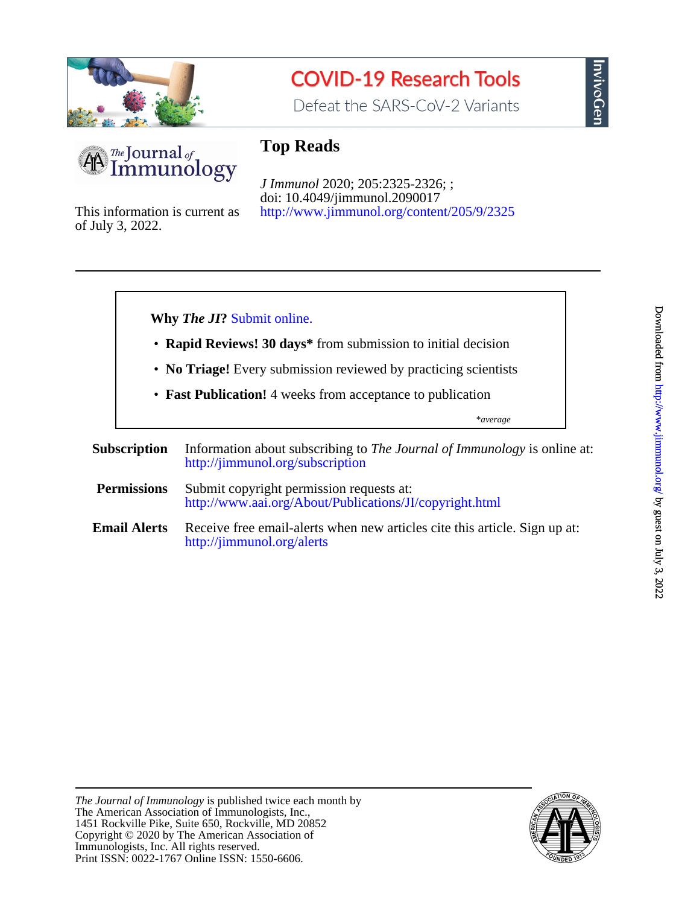COVID-19 Research Tools

Defeat the SARS-CoV-2 Variants

InvivoGen

# Top Reads

*J Immunol* 2020; 205:2325-2326; ;
doi: 10.4049/jimmunol.2090017
http://www.jimmunol.org/content/205/9/2325

This information is current as of July 3, 2022.

**Why *The JI*?** Submit online.

- **Rapid Reviews! 30 days*** from submission to initial decision
- **No Triage!** Every submission reviewed by practicing scientists
- **Fast Publication!** 4 weeks from acceptance to publication

*\*average*

**Subscription** Information about subscribing to *The Journal of Immunology* is online at: http://jimmunol.org/subscription

**Permissions** Submit copyright permission requests at: http://www.aai.org/About/Publications/JI/copyright.html

**Email Alerts** Receive free email-alerts when new articles cite this article. Sign up at: http://jimmunol.org/alerts

*The Journal of Immunology* is published twice each month by
The American Association of Immunologists, Inc.,
1451 Rockville Pike, Suite 650, Rockville, MD 20852
Copyright © 2020 by The American Association of
Immunologists, Inc. All rights reserved.
Print ISSN: 0022-1767 Online ISSN: 1550-6606.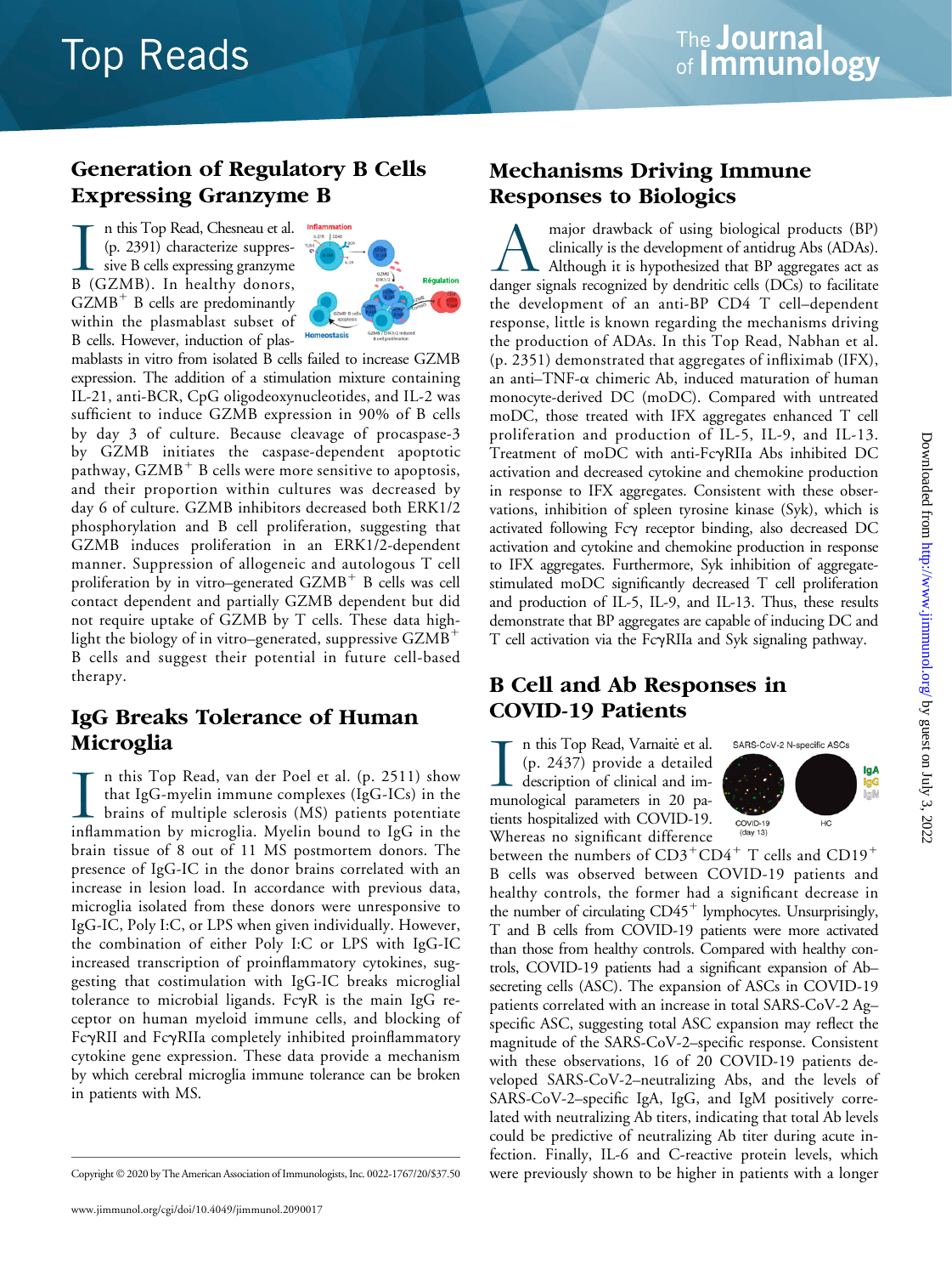# Top Reads

## Generation of Regulatory B Cells Expressing Granzyme B

In this Top Read, Chesneau et al. (p. 2391) characterize suppressive B cells expressing granzyme B (GZMB). In healthy donors, GZMB$^+$ B cells are predominantly within the plasmablast subset of B cells. However, induction of plasmablasts in vitro from isolated B cells failed to increase GZMB expression. The addition of a stimulation mixture containing IL-21, anti-BCR, CpG oligodeoxynucleotides, and IL-2 was sufficient to induce GZMB expression in 90% of B cells by day 3 of culture. Because cleavage of procaspase-3 by GZMB initiates the caspase-dependent apoptotic pathway, GZMB$^+$ B cells were more sensitive to apoptosis, and their proportion within cultures was decreased by day 6 of culture. GZMB inhibitors decreased both ERK1/2 phosphorylation and B cell proliferation, suggesting that GZMB induces proliferation in an ERK1/2-dependent manner. Suppression of allogeneic and autologous T cell proliferation by in vitro–generated GZMB$^+$ B cells was cell contact dependent and partially GZMB dependent but did not require uptake of GZMB by T cells. These data highlight the biology of in vitro–generated, suppressive GZMB$^+$ B cells and suggest their potential in future cell-based therapy.

## IgG Breaks Tolerance of Human Microglia

In this Top Read, van der Poel et al. (p. 2511) show that IgG-myelin immune complexes (IgG-ICs) in the brains of multiple sclerosis (MS) patients potentiate inflammation by microglia. Myelin bound to IgG in the brain tissue of 8 out of 11 MS postmortem donors. The presence of IgG-IC in the donor brains correlated with an increase in lesion load. In accordance with previous data, microglia isolated from these donors were unresponsive to IgG-IC, Poly I:C, or LPS when given individually. However, the combination of either Poly I:C or LPS with IgG-IC increased transcription of proinflammatory cytokines, suggesting that costimulation with IgG-IC breaks microglial tolerance to microbial ligands. FcγR is the main IgG receptor on human myeloid immune cells, and blocking of FcγRII and FcγRIIa completely inhibited proinflammatory cytokine gene expression. These data provide a mechanism by which cerebral microglia immune tolerance can be broken in patients with MS.

## Mechanisms Driving Immune Responses to Biologics

A major drawback of using biological products (BP) clinically is the development of antidrug Abs (ADAs). Although it is hypothesized that BP aggregates act as danger signals recognized by dendritic cells (DCs) to facilitate the development of an anti-BP CD4 T cell–dependent response, little is known regarding the mechanisms driving the production of ADAs. In this Top Read, Nabhan et al. (p. 2351) demonstrated that aggregates of infliximab (IFX), an anti–TNF-α chimeric Ab, induced maturation of human monocyte-derived DC (moDC). Compared with untreated moDC, those treated with IFX aggregates enhanced T cell proliferation and production of IL-5, IL-9, and IL-13. Treatment of moDC with anti-FcγRIIa Abs inhibited DC activation and decreased cytokine and chemokine production in response to IFX aggregates. Consistent with these observations, inhibition of spleen tyrosine kinase (Syk), which is activated following Fcγ receptor binding, also decreased DC activation and cytokine and chemokine production in response to IFX aggregates. Furthermore, Syk inhibition of aggregate-stimulated moDC significantly decreased T cell proliferation and production of IL-5, IL-9, and IL-13. Thus, these results demonstrate that BP aggregates are capable of inducing DC and T cell activation via the FcγRIIa and Syk signaling pathway.

## B Cell and Ab Responses in COVID-19 Patients

In this Top Read, Varnaitė et al. (p. 2437) provide a detailed description of clinical and immunological parameters in 20 patients hospitalized with COVID-19. Whereas no significant difference between the numbers of CD3$^+$CD4$^+$ T cells and CD19$^+$ B cells was observed between COVID-19 patients and healthy controls, the former had a significant decrease in the number of circulating CD45$^+$ lymphocytes. Unsurprisingly, T and B cells from COVID-19 patients were more activated than those from healthy controls. Compared with healthy controls, COVID-19 patients had a significant expansion of Ab–secreting cells (ASC). The expansion of ASCs in COVID-19 patients correlated with an increase in total SARS-CoV-2 Ag–specific ASC, suggesting total ASC expansion may reflect the magnitude of the SARS-CoV-2–specific response. Consistent with these observations, 16 of 20 COVID-19 patients developed SARS-CoV-2–neutralizing Abs, and the levels of SARS-CoV-2–specific IgA, IgG, and IgM positively correlated with neutralizing Ab titers, indicating that total Ab levels could be predictive of neutralizing Ab titer during acute infection. Finally, IL-6 and C-reactive protein levels, which were previously shown to be higher in patients with a longer

Copyright © 2020 by The American Association of Immunologists, Inc. 0022-1767/20/$37.50

www.jimmunol.org/cgi/doi/10.4049/jimmunol.2090017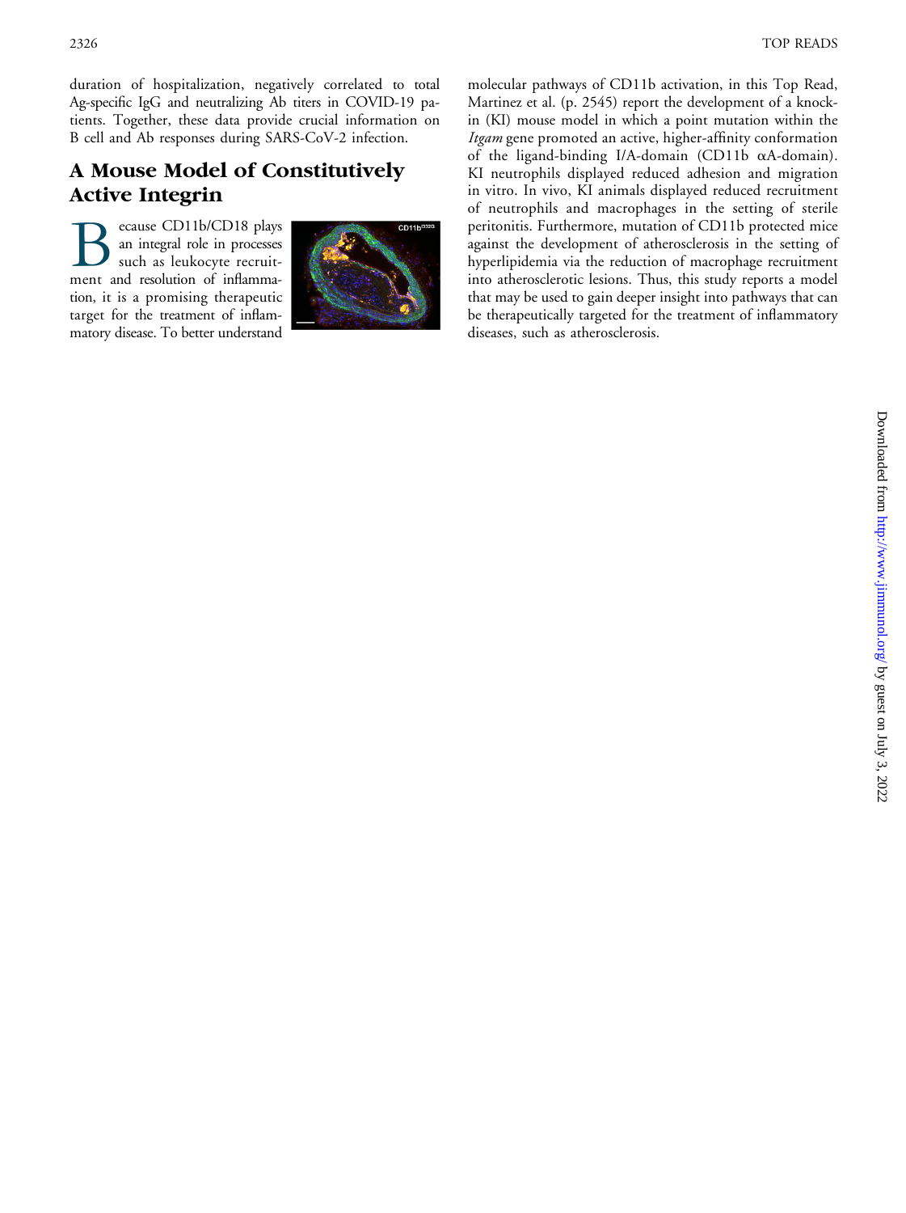duration of hospitalization, negatively correlated to total Ag-specific IgG and neutralizing Ab titers in COVID-19 patients. Together, these data provide crucial information on B cell and Ab responses during SARS-CoV-2 infection.

## A Mouse Model of Constitutively Active Integrin

Because CD11b/CD18 plays an integral role in processes such as leukocyte recruitment and resolution of inflammation, it is a promising therapeutic target for the treatment of inflammatory disease. To better understand molecular pathways of CD11b activation, in this Top Read, Martinez et al. (p. 2545) report the development of a knock-in (KI) mouse model in which a point mutation within the *Itgam* gene promoted an active, higher-affinity conformation of the ligand-binding I/A-domain (CD11b αA-domain). KI neutrophils displayed reduced adhesion and migration in vitro. In vivo, KI animals displayed reduced recruitment of neutrophils and macrophages in the setting of sterile peritonitis. Furthermore, mutation of CD11b protected mice against the development of atherosclerosis in the setting of hyperlipidemia via the reduction of macrophage recruitment into atherosclerotic lesions. Thus, this study reports a model that may be used to gain deeper insight into pathways that can be therapeutically targeted for the treatment of inflammatory diseases, such as atherosclerosis.